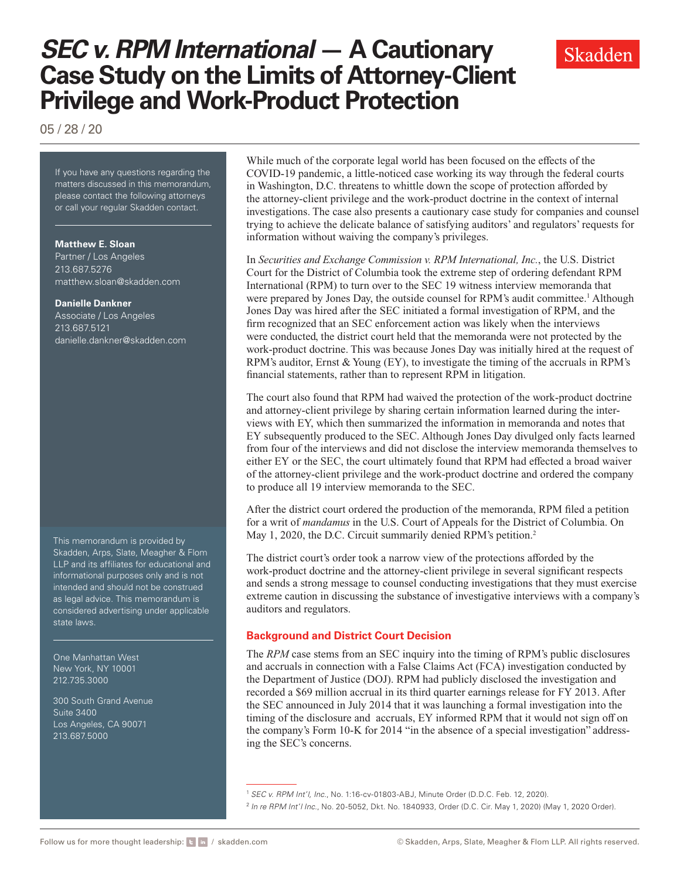# *SEC v. RPM International* — A Cautionary Case Study on the Limits of Attorney-Client Privilege and Work-Product Protection

Skadden

05 / 28 / 20

If you have any questions regarding the matters discussed in this memorandum, please contact the following attorneys or call your regular Skadden contact.

**Matthew E. Sloan**
Partner / Los Angeles
213.687.5276
matthew.sloan@skadden.com

**Danielle Dankner**
Associate / Los Angeles
213.687.5121
danielle.dankner@skadden.com

This memorandum is provided by Skadden, Arps, Slate, Meagher & Flom LLP and its affiliates for educational and informational purposes only and is not intended and should not be construed as legal advice. This memorandum is considered advertising under applicable state laws.

One Manhattan West
New York, NY 10001
212.735.3000

300 South Grand Avenue
Suite 3400
Los Angeles, CA 90071
213.687.5000

While much of the corporate legal world has been focused on the effects of the COVID-19 pandemic, a little-noticed case working its way through the federal courts in Washington, D.C. threatens to whittle down the scope of protection afforded by the attorney-client privilege and the work-product doctrine in the context of internal investigations. The case also presents a cautionary case study for companies and counsel trying to achieve the delicate balance of satisfying auditors' and regulators' requests for information without waiving the company's privileges.

In *Securities and Exchange Commission v. RPM International, Inc.*, the U.S. District Court for the District of Columbia took the extreme step of ordering defendant RPM International (RPM) to turn over to the SEC 19 witness interview memoranda that were prepared by Jones Day, the outside counsel for RPM's audit committee.[1] Although Jones Day was hired after the SEC initiated a formal investigation of RPM, and the firm recognized that an SEC enforcement action was likely when the interviews were conducted, the district court held that the memoranda were not protected by the work-product doctrine. This was because Jones Day was initially hired at the request of RPM's auditor, Ernst & Young (EY), to investigate the timing of the accruals in RPM's financial statements, rather than to represent RPM in litigation.

The court also found that RPM had waived the protection of the work-product doctrine and attorney-client privilege by sharing certain information learned during the interviews with EY, which then summarized the information in memoranda and notes that EY subsequently produced to the SEC. Although Jones Day divulged only facts learned from four of the interviews and did not disclose the interview memoranda themselves to either EY or the SEC, the court ultimately found that RPM had effected a broad waiver of the attorney-client privilege and the work-product doctrine and ordered the company to produce all 19 interview memoranda to the SEC.

After the district court ordered the production of the memoranda, RPM filed a petition for a writ of *mandamus* in the U.S. Court of Appeals for the District of Columbia. On May 1, 2020, the D.C. Circuit summarily denied RPM's petition.[2]

The district court's order took a narrow view of the protections afforded by the work-product doctrine and the attorney-client privilege in several significant respects and sends a strong message to counsel conducting investigations that they must exercise extreme caution in discussing the substance of investigative interviews with a company's auditors and regulators.

## Background and District Court Decision

The *RPM* case stems from an SEC inquiry into the timing of RPM's public disclosures and accruals in connection with a False Claims Act (FCA) investigation conducted by the Department of Justice (DOJ). RPM had publicly disclosed the investigation and recorded a $69 million accrual in its third quarter earnings release for FY 2013. After the SEC announced in July 2014 that it was launching a formal investigation into the timing of the disclosure and accruals, EY informed RPM that it would not sign off on the company's Form 10-K for 2014 "in the absence of a special investigation" addressing the SEC's concerns.

[1] *SEC v. RPM Int'l, Inc.*, No. 1:16-cv-01803-ABJ, Minute Order (D.D.C. Feb. 12, 2020).

[2] *In re RPM Int'l Inc.*, No. 20-5052, Dkt. No. 1840933, Order (D.C. Cir. May 1, 2020) (May 1, 2020 Order).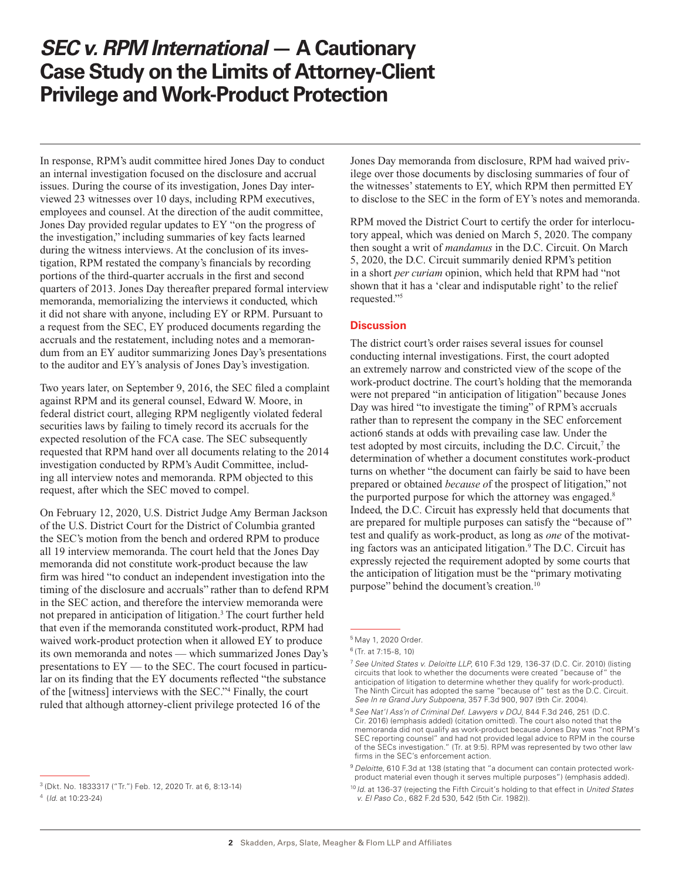# *SEC v. RPM International* — A Cautionary Case Study on the Limits of Attorney-Client Privilege and Work-Product Protection

In response, RPM's audit committee hired Jones Day to conduct an internal investigation focused on the disclosure and accrual issues. During the course of its investigation, Jones Day interviewed 23 witnesses over 10 days, including RPM executives, employees and counsel. At the direction of the audit committee, Jones Day provided regular updates to EY "on the progress of the investigation," including summaries of key facts learned during the witness interviews. At the conclusion of its investigation, RPM restated the company's financials by recording portions of the third-quarter accruals in the first and second quarters of 2013. Jones Day thereafter prepared formal interview memoranda, memorializing the interviews it conducted, which it did not share with anyone, including EY or RPM. Pursuant to a request from the SEC, EY produced documents regarding the accruals and the restatement, including notes and a memorandum from an EY auditor summarizing Jones Day's presentations to the auditor and EY's analysis of Jones Day's investigation.

Two years later, on September 9, 2016, the SEC filed a complaint against RPM and its general counsel, Edward W. Moore, in federal district court, alleging RPM negligently violated federal securities laws by failing to timely record its accruals for the expected resolution of the FCA case. The SEC subsequently requested that RPM hand over all documents relating to the 2014 investigation conducted by RPM's Audit Committee, including all interview notes and memoranda. RPM objected to this request, after which the SEC moved to compel.

On February 12, 2020, U.S. District Judge Amy Berman Jackson of the U.S. District Court for the District of Columbia granted the SEC's motion from the bench and ordered RPM to produce all 19 interview memoranda. The court held that the Jones Day memoranda did not constitute work-product because the law firm was hired "to conduct an independent investigation into the timing of the disclosure and accruals" rather than to defend RPM in the SEC action, and therefore the interview memoranda were not prepared in anticipation of litigation.[3] The court further held that even if the memoranda constituted work-product, RPM had waived work-product protection when it allowed EY to produce its own memoranda and notes — which summarized Jones Day's presentations to EY — to the SEC. The court focused in particular on its finding that the EY documents reflected "the substance of the [witness] interviews with the SEC."[4] Finally, the court ruled that although attorney-client privilege protected 16 of the Jones Day memoranda from disclosure, RPM had waived privilege over those documents by disclosing summaries of four of the witnesses' statements to EY, which RPM then permitted EY to disclose to the SEC in the form of EY's notes and memoranda.

RPM moved the District Court to certify the order for interlocutory appeal, which was denied on March 5, 2020. The company then sought a writ of *mandamus* in the D.C. Circuit. On March 5, 2020, the D.C. Circuit summarily denied RPM's petition in a short *per curiam* opinion, which held that RPM had "not shown that it has a 'clear and indisputable right' to the relief requested."[5]

## Discussion

The district court's order raises several issues for counsel conducting internal investigations. First, the court adopted an extremely narrow and constricted view of the scope of the work-product doctrine. The court's holding that the memoranda were not prepared "in anticipation of litigation" because Jones Day was hired "to investigate the timing" of RPM's accruals rather than to represent the company in the SEC enforcement action6 stands at odds with prevailing case law. Under the test adopted by most circuits, including the D.C. Circuit,[7] the determination of whether a document constitutes work-product turns on whether "the document can fairly be said to have been prepared or obtained *because o*f the prospect of litigation," not the purported purpose for which the attorney was engaged.[8] Indeed, the D.C. Circuit has expressly held that documents that are prepared for multiple purposes can satisfy the "because of" test and qualify as work-product, as long as *one* of the motivating factors was an anticipated litigation.[9] The D.C. Circuit has expressly rejected the requirement adopted by some courts that the anticipation of litigation must be the "primary motivating purpose" behind the document's creation.[10]

---

[3] (Dkt. No. 1833317 ("Tr.") Feb. 12, 2020 Tr. at 6, 8:13-14)

[4] (*Id.* at 10:23-24)

[5] May 1, 2020 Order.

[6] (Tr. at 7:15-8, 10)

[7] *See United States v. Deloitte LLP*, 610 F.3d 129, 136-37 (D.C. Cir. 2010) (listing circuits that look to whether the documents were created "because of" the anticipation of litigation to determine whether they qualify for work-product). The Ninth Circuit has adopted the same "because of" test as the D.C. Circuit. *See In re Grand Jury Subpoena*, 357 F.3d 900, 907 (9th Cir. 2004).

[8] *See Nat'l Ass'n of Criminal Def. Lawyers v DOJ*, 844 F.3d 246, 251 (D.C. Cir. 2016) (emphasis added) (citation omitted). The court also noted that the memoranda did not qualify as work-product because Jones Day was "not RPM's SEC reporting counsel" and had not provided legal advice to RPM in the course of the SECs investigation." (Tr. at 9:5). RPM was represented by two other law firms in the SEC's enforcement action.

[9] *Deloitte,* 610 F.3d at 138 (stating that "a document can contain protected work-product material even though it serves multiple purposes") (emphasis added).

[10] *Id.* at 136-37 (rejecting the Fifth Circuit's holding to that effect in *United States v. El Paso Co.*, 682 F.2d 530, 542 (5th Cir. 1982)).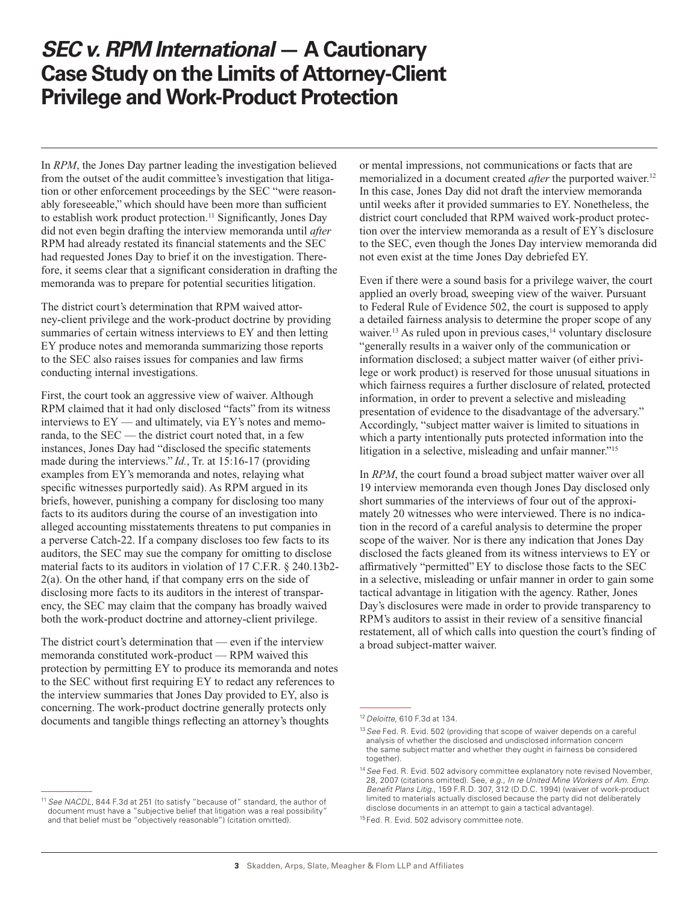# *SEC v. RPM International* — A Cautionary Case Study on the Limits of Attorney-Client Privilege and Work-Product Protection

In *RPM*, the Jones Day partner leading the investigation believed from the outset of the audit committee's investigation that litigation or other enforcement proceedings by the SEC "were reasonably foreseeable," which should have been more than sufficient to establish work product protection.[11] Significantly, Jones Day did not even begin drafting the interview memoranda until *after* RPM had already restated its financial statements and the SEC had requested Jones Day to brief it on the investigation. Therefore, it seems clear that a significant consideration in drafting the memoranda was to prepare for potential securities litigation.

The district court's determination that RPM waived attorney-client privilege and the work-product doctrine by providing summaries of certain witness interviews to EY and then letting EY produce notes and memoranda summarizing those reports to the SEC also raises issues for companies and law firms conducting internal investigations.

First, the court took an aggressive view of waiver. Although RPM claimed that it had only disclosed "facts" from its witness interviews to EY — and ultimately, via EY's notes and memoranda, to the SEC — the district court noted that, in a few instances, Jones Day had "disclosed the specific statements made during the interviews." *Id.*, Tr. at 15:16-17 (providing examples from EY's memoranda and notes, relaying what specific witnesses purportedly said). As RPM argued in its briefs, however, punishing a company for disclosing too many facts to its auditors during the course of an investigation into alleged accounting misstatements threatens to put companies in a perverse Catch-22. If a company discloses too few facts to its auditors, the SEC may sue the company for omitting to disclose material facts to its auditors in violation of 17 C.F.R. § 240.13b2-2(a). On the other hand, if that company errs on the side of disclosing more facts to its auditors in the interest of transparency, the SEC may claim that the company has broadly waived both the work-product doctrine and attorney-client privilege.

The district court's determination that — even if the interview memoranda constituted work-product — RPM waived this protection by permitting EY to produce its memoranda and notes to the SEC without first requiring EY to redact any references to the interview summaries that Jones Day provided to EY, also is concerning. The work-product doctrine generally protects only documents and tangible things reflecting an attorney's thoughts or mental impressions, not communications or facts that are memorialized in a document created *after* the purported waiver.[12] In this case, Jones Day did not draft the interview memoranda until weeks after it provided summaries to EY. Nonetheless, the district court concluded that RPM waived work-product protection over the interview memoranda as a result of EY's disclosure to the SEC, even though the Jones Day interview memoranda did not even exist at the time Jones Day debriefed EY.

Even if there were a sound basis for a privilege waiver, the court applied an overly broad, sweeping view of the waiver. Pursuant to Federal Rule of Evidence 502, the court is supposed to apply a detailed fairness analysis to determine the proper scope of any waiver.[13] As ruled upon in previous cases,[14] voluntary disclosure "generally results in a waiver only of the communication or information disclosed; a subject matter waiver (of either privilege or work product) is reserved for those unusual situations in which fairness requires a further disclosure of related, protected information, in order to prevent a selective and misleading presentation of evidence to the disadvantage of the adversary." Accordingly, "subject matter waiver is limited to situations in which a party intentionally puts protected information into the litigation in a selective, misleading and unfair manner."[15]

In *RPM*, the court found a broad subject matter waiver over all 19 interview memoranda even though Jones Day disclosed only short summaries of the interviews of four out of the approximately 20 witnesses who were interviewed. There is no indication in the record of a careful analysis to determine the proper scope of the waiver. Nor is there any indication that Jones Day disclosed the facts gleaned from its witness interviews to EY or affirmatively "permitted" EY to disclose those facts to the SEC in a selective, misleading or unfair manner in order to gain some tactical advantage in litigation with the agency. Rather, Jones Day's disclosures were made in order to provide transparency to RPM's auditors to assist in their review of a sensitive financial restatement, all of which calls into question the court's finding of a broad subject-matter waiver.

---

[11] *See NACDL*, 844 F.3d at 251 (to satisfy "because of" standard, the author of document must have a "subjective belief that litigation was a real possibility" and that belief must be "objectively reasonable") (citation omitted).

[12] *Deloitte*, 610 F.3d at 134.

[13] *See* Fed. R. Evid. 502 (providing that scope of waiver depends on a careful analysis of whether the disclosed and undisclosed information concern the same subject matter and whether they ought in fairness be considered together).

[14] *See* Fed. R. Evid. 502 advisory committee explanatory note revised November, 28, 2007 (citations omitted). See, *e.g., In re United Mine Workers of Am. Emp. Benefit Plans Litig.*, 159 F.R.D. 307, 312 (D.D.C. 1994) (waiver of work-product limited to materials actually disclosed because the party did not deliberately disclose documents in an attempt to gain a tactical advantage).

[15] Fed. R. Evid. 502 advisory committee note.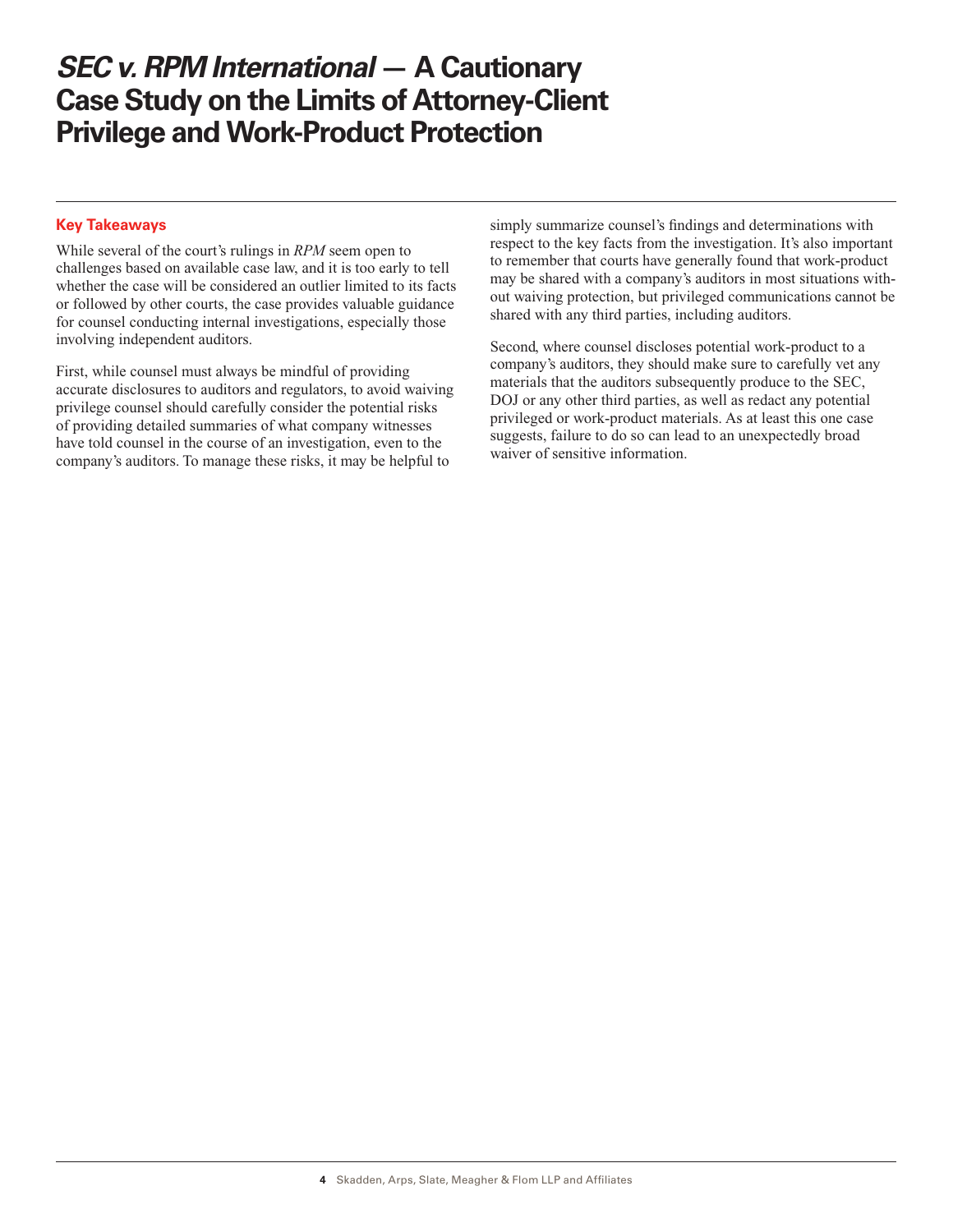# *SEC v. RPM International* — A Cautionary Case Study on the Limits of Attorney-Client Privilege and Work-Product Protection

## Key Takeaways

While several of the court's rulings in *RPM* seem open to challenges based on available case law, and it is too early to tell whether the case will be considered an outlier limited to its facts or followed by other courts, the case provides valuable guidance for counsel conducting internal investigations, especially those involving independent auditors.

First, while counsel must always be mindful of providing accurate disclosures to auditors and regulators, to avoid waiving privilege counsel should carefully consider the potential risks of providing detailed summaries of what company witnesses have told counsel in the course of an investigation, even to the company's auditors. To manage these risks, it may be helpful to simply summarize counsel's findings and determinations with respect to the key facts from the investigation. It's also important to remember that courts have generally found that work-product may be shared with a company's auditors in most situations without waiving protection, but privileged communications cannot be shared with any third parties, including auditors.

Second, where counsel discloses potential work-product to a company's auditors, they should make sure to carefully vet any materials that the auditors subsequently produce to the SEC, DOJ or any other third parties, as well as redact any potential privileged or work-product materials. As at least this one case suggests, failure to do so can lead to an unexpectedly broad waiver of sensitive information.